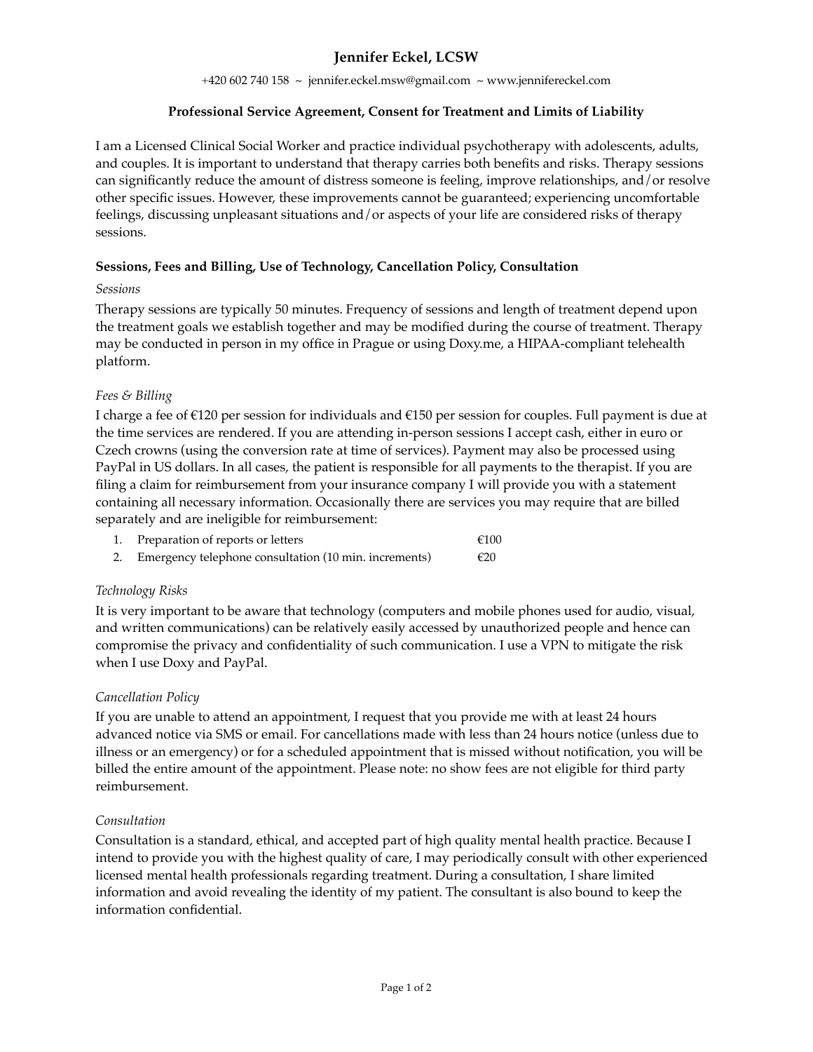# Jennifer Eckel, LCSW

+420 602 740 158 ~ jennifer.eckel.msw@gmail.com ~ www.jennifereckel.com

## Professional Service Agreement, Consent for Treatment and Limits of Liability

I am a Licensed Clinical Social Worker and practice individual psychotherapy with adolescents, adults, and couples. It is important to understand that therapy carries both benefits and risks. Therapy sessions can significantly reduce the amount of distress someone is feeling, improve relationships, and/or resolve other specific issues. However, these improvements cannot be guaranteed; experiencing uncomfortable feelings, discussing unpleasant situations and/or aspects of your life are considered risks of therapy sessions.

### Sessions, Fees and Billing, Use of Technology, Cancellation Policy, Consultation

*Sessions*

Therapy sessions are typically 50 minutes. Frequency of sessions and length of treatment depend upon the treatment goals we establish together and may be modified during the course of treatment. Therapy may be conducted in person in my office in Prague or using Doxy.me, a HIPAA-compliant telehealth platform.

*Fees & Billing*

I charge a fee of €120 per session for individuals and €150 per session for couples. Full payment is due at the time services are rendered. If you are attending in-person sessions I accept cash, either in euro or Czech crowns (using the conversion rate at time of services). Payment may also be processed using PayPal in US dollars. In all cases, the patient is responsible for all payments to the therapist. If you are filing a claim for reimbursement from your insurance company I will provide you with a statement containing all necessary information. Occasionally there are services you may require that are billed separately and are ineligible for reimbursement:

1. Preparation of reports or letters — €100
2. Emergency telephone consultation (10 min. increments) — €20

*Technology Risks*

It is very important to be aware that technology (computers and mobile phones used for audio, visual, and written communications) can be relatively easily accessed by unauthorized people and hence can compromise the privacy and confidentiality of such communication. I use a VPN to mitigate the risk when I use Doxy and PayPal.

*Cancellation Policy*

If you are unable to attend an appointment, I request that you provide me with at least 24 hours advanced notice via SMS or email. For cancellations made with less than 24 hours notice (unless due to illness or an emergency) or for a scheduled appointment that is missed without notification, you will be billed the entire amount of the appointment. Please note: no show fees are not eligible for third party reimbursement.

*Consultation*

Consultation is a standard, ethical, and accepted part of high quality mental health practice. Because I intend to provide you with the highest quality of care, I may periodically consult with other experienced licensed mental health professionals regarding treatment. During a consultation, I share limited information and avoid revealing the identity of my patient. The consultant is also bound to keep the information confidential.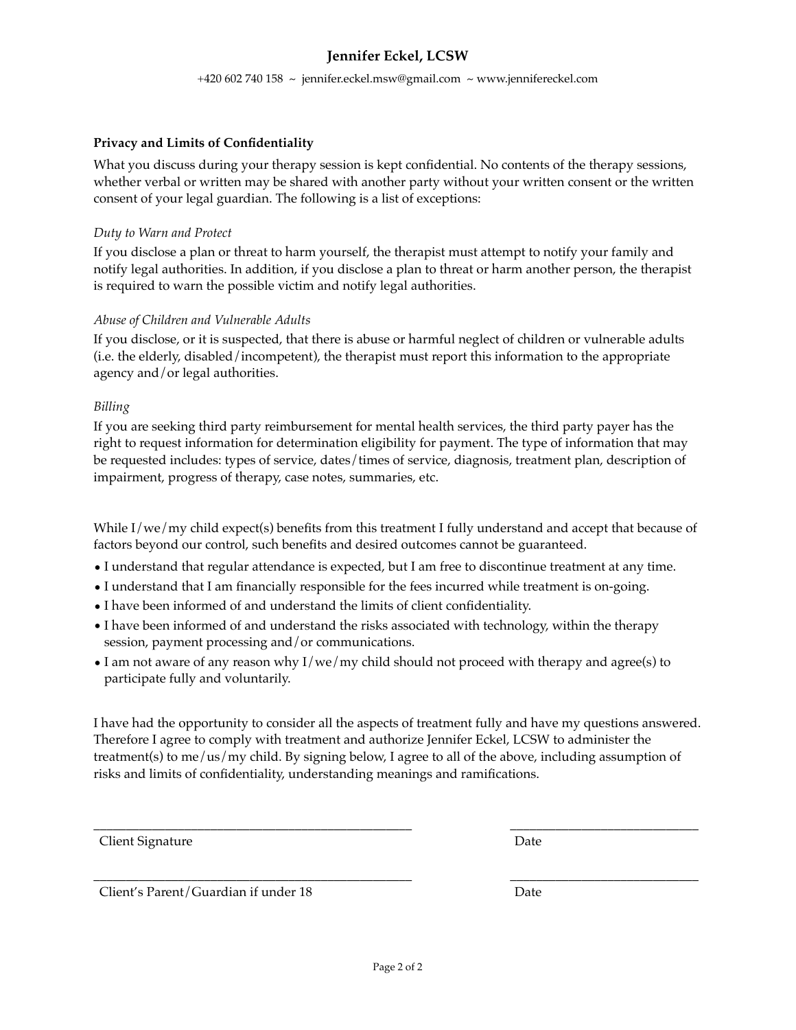**Jennifer Eckel, LCSW**

+420 602 740 158 ~ jennifer.eckel.msw@gmail.com ~ www.jennifereckel.com

**Privacy and Limits of Confidentiality**

What you discuss during your therapy session is kept confidential. No contents of the therapy sessions, whether verbal or written may be shared with another party without your written consent or the written consent of your legal guardian. The following is a list of exceptions:

*Duty to Warn and Protect*

If you disclose a plan or threat to harm yourself, the therapist must attempt to notify your family and notify legal authorities. In addition, if you disclose a plan to threat or harm another person, the therapist is required to warn the possible victim and notify legal authorities.

*Abuse of Children and Vulnerable Adults*

If you disclose, or it is suspected, that there is abuse or harmful neglect of children or vulnerable adults (i.e. the elderly, disabled/incompetent), the therapist must report this information to the appropriate agency and/or legal authorities.

*Billing*

If you are seeking third party reimbursement for mental health services, the third party payer has the right to request information for determination eligibility for payment. The type of information that may be requested includes: types of service, dates/times of service, diagnosis, treatment plan, description of impairment, progress of therapy, case notes, summaries, etc.

While I/we/my child expect(s) benefits from this treatment I fully understand and accept that because of factors beyond our control, such benefits and desired outcomes cannot be guaranteed.

- I understand that regular attendance is expected, but I am free to discontinue treatment at any time.
- I understand that I am financially responsible for the fees incurred while treatment is on-going.
- I have been informed of and understand the limits of client confidentiality.
- I have been informed of and understand the risks associated with technology, within the therapy session, payment processing and/or communications.
- I am not aware of any reason why I/we/my child should not proceed with therapy and agree(s) to participate fully and voluntarily.

I have had the opportunity to consider all the aspects of treatment fully and have my questions answered. Therefore I agree to comply with treatment and authorize Jennifer Eckel, LCSW to administer the treatment(s) to me/us/my child. By signing below, I agree to all of the above, including assumption of risks and limits of confidentiality, understanding meanings and ramifications.

_____________________________________________ ___________________________

Client Signature Date

_____________________________________________ ___________________________

Client's Parent/Guardian if under 18 Date